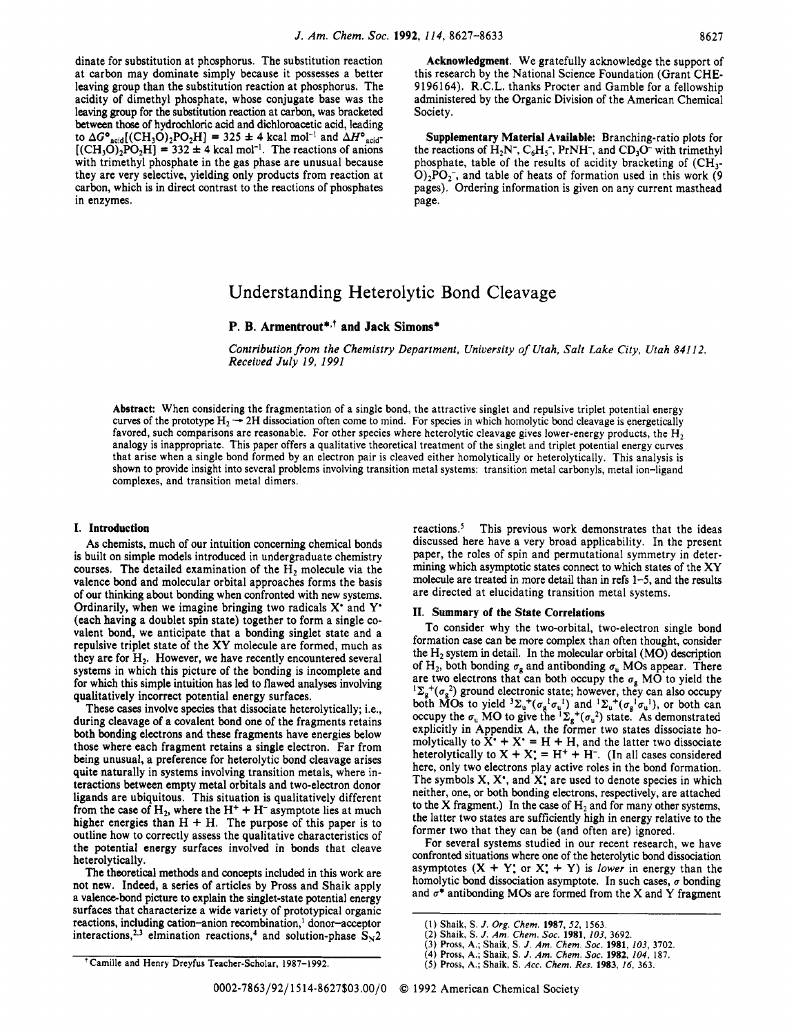dinate for substitution at phosphorus. The substitution reaction at carbon may dominate simply because it possesses a better leaving group than the substitution reaction at phosphorus. The acidity of dimethyl phosphate, whose conjugate base was the leaving group for the substitution reaction at carbon, was bracketed between those of hydrochloric acid and dichloroacetic acid, leading to $\Delta G^\circ_{acid}[(CH_3O)_2PO_2H] = 325 \pm 4$ kcal mol$^{-1}$ and $\Delta H^\circ_{acid}[(CH_3O)_2PO_2H] = 332 \pm 4$ kcal mol$^{-1}$. The reactions of anions with trimethyl phosphate in the gas phase are unusual because they are very selective, yielding only products from reaction at carbon, which is in direct contrast to the reactions of phosphates in enzymes.

**Acknowledgment.** We gratefully acknowledge the support of this research by the National Science Foundation (Grant CHE-9196164). R.C.L. thanks Procter and Gamble for a fellowship administered by the Organic Division of the American Chemical Society.

**Supplementary Material Available:** Branching-ratio plots for the reactions of $H_2N^-$, $C_6H_5^-$, $PrNH^-$, and $CD_3O^-$ with trimethyl phosphate, table of the results of acidity bracketing of $(CH_3O)_2PO_2^-$, and table of heats of formation used in this work (9 pages). Ordering information is given on any current masthead page.

# Understanding Heterolytic Bond Cleavage

**P. B. Armentrout\*,† and Jack Simons\***

*Contribution from the Chemistry Department, University of Utah, Salt Lake City, Utah 84112. Received July 19, 1991*

**Abstract:** When considering the fragmentation of a single bond, the attractive singlet and repulsive triplet potential energy curves of the prototype $H_2 \rightarrow 2H$ dissociation often come to mind. For species in which homolytic bond cleavage is energetically favored, such comparisons are reasonable. For other species where heterolytic cleavage gives lower-energy products, the $H_2$ analogy is inappropriate. This paper offers a qualitative theoretical treatment of the singlet and triplet potential energy curves that arise when a single bond formed by an electron pair is cleaved either homolytically or heterolytically. This analysis is shown to provide insight into several problems involving transition metal systems: transition metal carbonyls, metal ion–ligand complexes, and transition metal dimers.

## I. Introduction

As chemists, much of our intuition concerning chemical bonds is built on simple models introduced in undergraduate chemistry courses. The detailed examination of the $H_2$ molecule via the valence bond and molecular orbital approaches forms the basis of our thinking about bonding when confronted with new systems. Ordinarily, when we imagine bringing two radicals $X^\bullet$ and $Y^\bullet$ (each having a doublet spin state) together to form a single covalent bond, we anticipate that a bonding singlet state and a repulsive triplet state of the XY molecule are formed, much as they are for $H_2$. However, we have recently encountered several systems in which this picture of the bonding is incomplete and for which this simple intuition has led to flawed analyses involving qualitatively incorrect potential energy surfaces.

These cases involve species that dissociate heterolytically; i.e., during cleavage of a covalent bond one of the fragments retains both bonding electrons and these fragments have energies below those where each fragment retains a single electron. Far from being unusual, a preference for heterolytic bond cleavage arises quite naturally in systems involving transition metals, where interactions between empty metal orbitals and two-electron donor ligands are ubiquitous. This situation is qualitatively different from the case of $H_2$, where the $H^+ + H^-$ asymptote lies at much higher energies than H + H. The purpose of this paper is to outline how to correctly assess the qualitative characteristics of the potential energy surfaces involved in bonds that cleave heterolytically.

The theoretical methods and concepts included in this work are not new. Indeed, a series of articles by Pross and Shaik apply a valence-bond picture to explain the singlet-state potential energy surfaces that characterize a wide variety of prototypical organic reactions, including cation–anion recombination,[1] donor–acceptor interactions,[2,3] elmination reactions,[4] and solution-phase $S_N2$ reactions.[5] This previous work demonstrates that the ideas discussed here have a very broad applicability. In the present paper, the roles of spin and permutational symmetry in determining which asymptotic states connect to which states of the XY molecule are treated in more detail than in refs 1–5, and the results are directed at elucidating transition metal systems.

## II. Summary of the State Correlations

To consider why the two-orbital, two-electron single bond formation case can be more complex than often thought, consider the $H_2$ system in detail. In the molecular orbital (MO) description of $H_2$, both bonding $\sigma_g$ and antibonding $\sigma_u$ MOs appear. There are two electrons that can both occupy the $\sigma_g$ MO to yield the $^1\Sigma_g^+(\sigma_g^2)$ ground electronic state; however, they can also occupy both MOs to yield $^3\Sigma_u^+(\sigma_g^1\sigma_u^1)$ and $^1\Sigma_u^+(\sigma_g^1\sigma_u^1)$, or both can occupy the $\sigma_u$ MO to give the $^1\Sigma_g^+(\sigma_u^2)$ state. As demonstrated explicitly in Appendix A, the former two states dissociate homolytically to $X^\bullet + X^\bullet$ = H + H, and the latter two dissociate heterolytically to $X + X\!:$ = $H^+ + H^-$. (In all cases considered here, only two electrons play active roles in the bond formation. The symbols X, $X^\bullet$, and $X\!:$ are used to denote species in which neither, one, or both bonding electrons, respectively, are attached to the X fragment.) In the case of $H_2$ and for many other systems, the latter two states are sufficiently high in energy relative to the former two that they can be (and often are) ignored.

For several systems studied in our recent research, we have confronted situations where one of the heterolytic bond dissociation asymptotes ($X + Y\!:$ or $X\!: + Y$) is *lower* in energy than the homolytic bond dissociation asymptote. In such cases, $\sigma$ bonding and $\sigma^*$ antibonding MOs are formed from the X and Y fragment

(1) Shaik, S. *J. Org. Chem.* **1987**, *52*, 1563.
(2) Shaik, S. *J. Am. Chem. Soc.* **1981**, *103*, 3692.
(3) Pross, A.; Shaik, S. *J. Am. Chem. Soc.* **1981**, *103*, 3702.
(4) Pross, A.; Shaik, S. *J. Am. Chem. Soc.* **1982**, *104*, 187.
(5) Pross, A.; Shaik, S. *Acc. Chem. Res.* **1983**, *16*, 363.

† Camille and Henry Dreyfus Teacher-Scholar, 1987–1992.

0002-7863/92/1514-8627$03.00/0 © 1992 American Chemical Society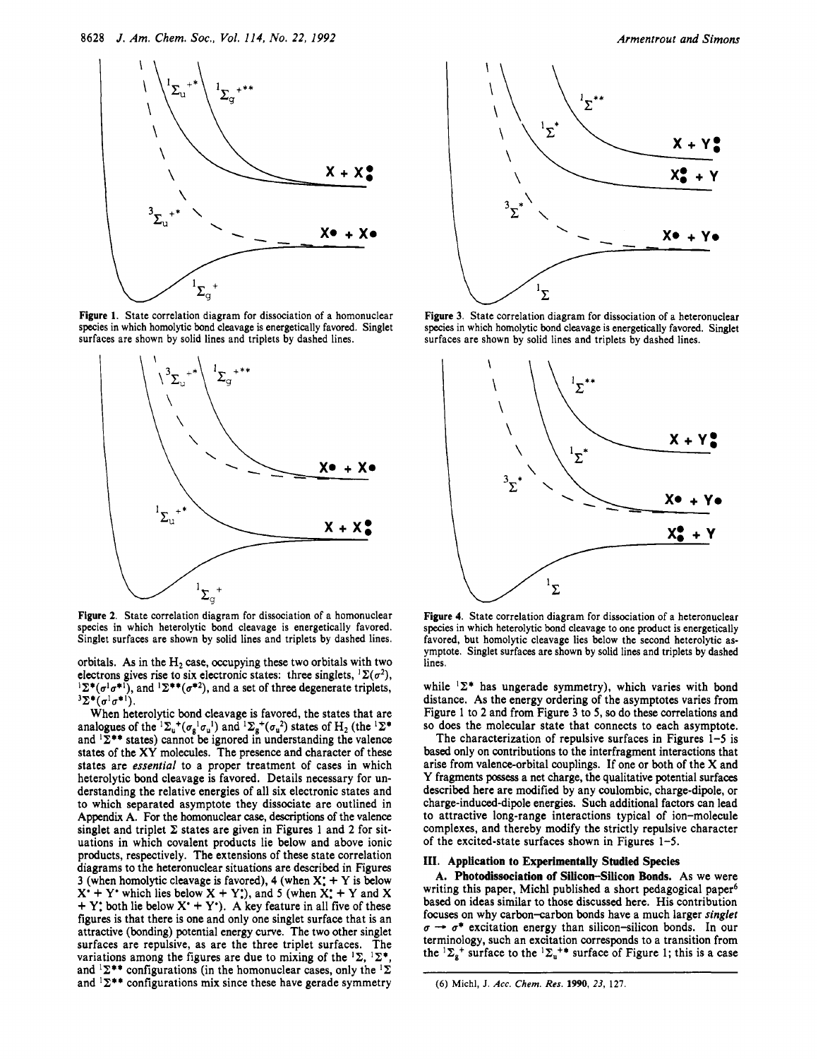Figure 1. State correlation diagram for dissociation of a homonuclear species in which homolytic bond cleavage is energetically favored. Singlet surfaces are shown by solid lines and triplets by dashed lines.

Figure 2. State correlation diagram for dissociation of a homonuclear species in which heterolytic bond cleavage is energetically favored. Singlet surfaces are shown by solid lines and triplets by dashed lines.

Figure 3. State correlation diagram for dissociation of a heteronuclear species in which homolytic bond cleavage is energetically favored. Singlet surfaces are shown by solid lines and triplets by dashed lines.

Figure 4. State correlation diagram for dissociation of a heteronuclear species in which heterolytic bond cleavage to one product is energetically favored, but homolytic cleavage lies below the second heterolytic asymptote. Singlet surfaces are shown by solid lines and triplets by dashed lines.

orbitals. As in the $H_2$ case, occupying these two orbitals with two electrons gives rise to six electronic states: three singlets, ${}^1\Sigma(\sigma^2)$, ${}^1\Sigma^*(\sigma^1\sigma^{*1})$, and ${}^1\Sigma^{**}(\sigma^{*2})$, and a set of three degenerate triplets, ${}^3\Sigma^*(\sigma^1\sigma^{*1})$.

When heterolytic bond cleavage is favored, the states that are analogues of the ${}^1\Sigma_u{}^+(\sigma_g{}^1\sigma_u{}^1)$ and ${}^1\Sigma_g{}^+(\sigma_u{}^2)$ states of $H_2$ (the ${}^1\Sigma^*$ and ${}^1\Sigma^{**}$ states) cannot be ignored in understanding the valence states of the XY molecules. The presence and character of these states are *essential* to a proper treatment of cases in which heterolytic bond cleavage is favored. Details necessary for understanding the relative energies of all six electronic states and to which separated asymptote they dissociate are outlined in Appendix A. For the homonuclear case, descriptions of the valence singlet and triplet $\Sigma$ states are given in Figures 1 and 2 for situations in which covalent products lie below and above ionic products, respectively. The extensions of these state correlation diagrams to the heteronuclear situations are described in Figures 3 (when homolytic cleavage is favored), 4 (when X: + Y is below X· + Y· which lies below X + Y:), and 5 (when X: + Y and X + Y: both lie below X· + Y·). A key feature in all five of these figures is that there is one and only one singlet surface that is an attractive (bonding) potential energy curve. The two other singlet surfaces are repulsive, as are the three triplet surfaces. The variations among the figures are due to mixing of the ${}^1\Sigma$, ${}^1\Sigma^*$, and ${}^1\Sigma^{**}$ configurations (in the homonuclear cases, only the ${}^1\Sigma$ and ${}^1\Sigma^{**}$ configurations mix since these have gerade symmetry while ${}^1\Sigma^*$ has ungerade symmetry), which varies with bond distance. As the energy ordering of the asymptotes varies from Figure 1 to 2 and from Figure 3 to 5, so do these correlations and so does the molecular state that connects to each asymptote.

The characterization of repulsive surfaces in Figures 1–5 is based only on contributions to the interfragment interactions that arise from valence-orbital couplings. If one or both of the X and Y fragments possess a net charge, the qualitative potential surfaces described here are modified by any coulombic, charge-dipole, or charge-induced-dipole energies. Such additional factors can lead to attractive long-range interactions typical of ion–molecule complexes, and thereby modify the strictly repulsive character of the excited-state surfaces shown in Figures 1–5.

## III. Application to Experimentally Studied Species

**A. Photodissociation of Silicon–Silicon Bonds.** As we were writing this paper, Michl published a short pedagogical paper[6] based on ideas similar to those discussed here. His contribution focuses on why carbon–carbon bonds have a much larger *singlet* $\sigma \rightarrow \sigma^*$ excitation energy than silicon–silicon bonds. In our terminology, such an excitation corresponds to a transition from the ${}^1\Sigma_g{}^+$ surface to the ${}^1\Sigma_u{}^{+*}$ surface of Figure 1; this is a case

(6) Michl, J. *Acc. Chem. Res.* **1990**, *23*, 127.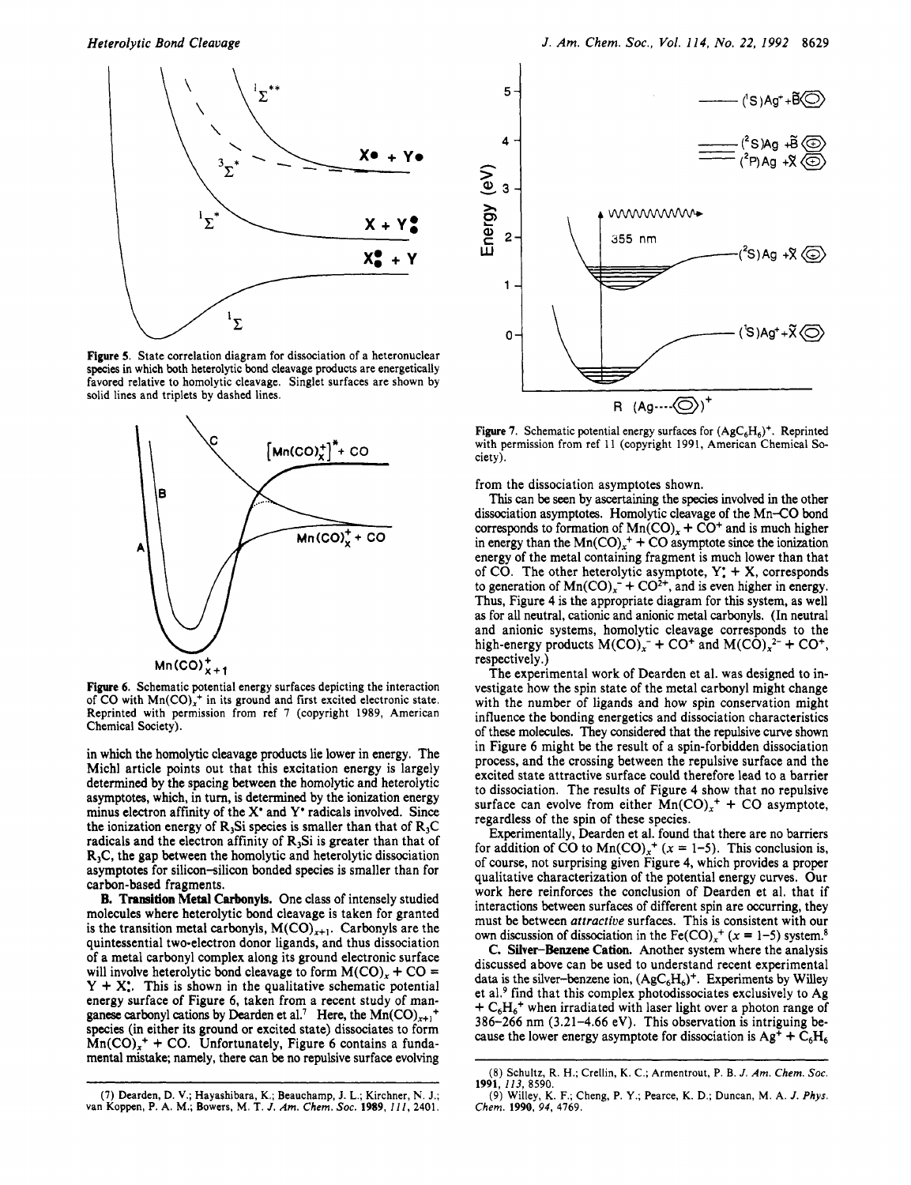Figure 5. State correlation diagram for dissociation of a heteronuclear species in which both heterolytic bond cleavage products are energetically favored relative to homolytic cleavage. Singlet surfaces are shown by solid lines and triplets by dashed lines.

Figure 6. Schematic potential energy surfaces depicting the interaction of CO with $Mn(CO)_x^+$ in its ground and first excited electronic state. Reprinted with permission from ref 7 (copyright 1989, American Chemical Society).

in which the homolytic cleavage products lie lower in energy. The Michl article points out that this excitation energy is largely determined by the spacing between the homolytic and heterolytic asymptotes, which, in turn, is determined by the ionization energy minus electron affinity of the X$^•$ and Y$^•$ radicals involved. Since the ionization energy of $R_3Si$ species is smaller than that of $R_3C$ radicals and the electron affinity of $R_3Si$ is greater than that of $R_3C$, the gap between the homolytic and heterolytic dissociation asymptotes for silicon–silicon bonded species is smaller than for carbon-based fragments.

**B. Transition Metal Carbonyls.** One class of intensely studied molecules where heterolytic bond cleavage is taken for granted is the transition metal carbonyls, $M(CO)_{x+1}$. Carbonyls are the quintessential two-electron donor ligands, and thus dissociation of a metal carbonyl complex along its ground electronic surface will involve heterolytic bond cleavage to form $M(CO)_x$ + CO = Y + X:. This is shown in the qualitative schematic potential energy surface of Figure 6, taken from a recent study of manganese carbonyl cations by Dearden et al.[7] Here, the $Mn(CO)_{x+1}^+$ species (in either its ground or excited state) dissociates to form $Mn(CO)_x^+$ + CO. Unfortunately, Figure 6 contains a fundamental mistake; namely, there can be no repulsive surface evolving from the dissociation asymptotes shown.

This can be seen by ascertaining the species involved in the other dissociation asymptotes. Homolytic cleavage of the Mn–CO bond corresponds to formation of $Mn(CO)_x$ + $CO^+$ and is much higher in energy than the $Mn(CO)_x^+$ + CO asymptote since the ionization energy of the metal containing fragment is much lower than that of CO. The other heterolytic asymptote, Y: + X, corresponds to generation of $Mn(CO)_x^-$ + $CO^{2+}$, and is even higher in energy. Thus, Figure 4 is the appropriate diagram for this system, as well as for all neutral, cationic and anionic metal carbonyls. (In neutral and anionic systems, homolytic cleavage corresponds to the high-energy products $M(CO)_x^-$ + $CO^+$ and $M(CO)_x^{2-}$ + $CO^+$, respectively.)

The experimental work of Dearden et al. was designed to investigate how the spin state of the metal carbonyl might change with the number of ligands and how spin conservation might influence the bonding energetics and dissociation characteristics of these molecules. They considered that the repulsive curve shown in Figure 6 might be the result of a spin-forbidden dissociation process, and the crossing between the repulsive surface and the excited state attractive surface could therefore lead to a barrier to dissociation. The results of Figure 4 show that no repulsive surface can evolve from either $Mn(CO)_x^+$ + CO asymptote, regardless of the spin of these species.

Experimentally, Dearden et al. found that there are no barriers for addition of CO to $Mn(CO)_x^+$ ($x$ = 1–5). This conclusion is, of course, not surprising given Figure 4, which provides a proper qualitative characterization of the potential energy curves. Our work here reinforces the conclusion of Dearden et al. that if interactions between surfaces of different spin are occurring, they must be between *attractive* surfaces. This is consistent with our own discussion of dissociation in the $Fe(CO)_x^+$ ($x$ = 1–5) system.[8]

**C. Silver–Benzene Cation.** Another system where the analysis discussed above can be used to understand recent experimental data is the silver–benzene ion, $(AgC_6H_6)^+$. Experiments by Willey et al.[9] find that this complex photodissociates exclusively to Ag + $C_6H_6^+$ when irradiated with laser light over a photon range of 386–266 nm (3.21–4.66 eV). This observation is intriguing because the lower energy asymptote for dissociation is $Ag^+$ + $C_6H_6$

Figure 7. Schematic potential energy surfaces for $(AgC_6H_6)^+$. Reprinted with permission from ref 11 (copyright 1991, American Chemical Society).

(7) Dearden, D. V.; Hayashibara, K.; Beauchamp, J. L.; Kirchner, N. J.; van Koppen, P. A. M.; Bowers, M. T. *J. Am. Chem. Soc.* **1989**, *111*, 2401.

(8) Schultz, R. H.; Crellin, K. C.; Armentrout, P. B. *J. Am. Chem. Soc.* **1991**, *113*, 8590.

(9) Willey, K. F.; Cheng, P. Y.; Pearce, K. D.; Duncan, M. A. *J. Phys. Chem.* **1990**, *94*, 4769.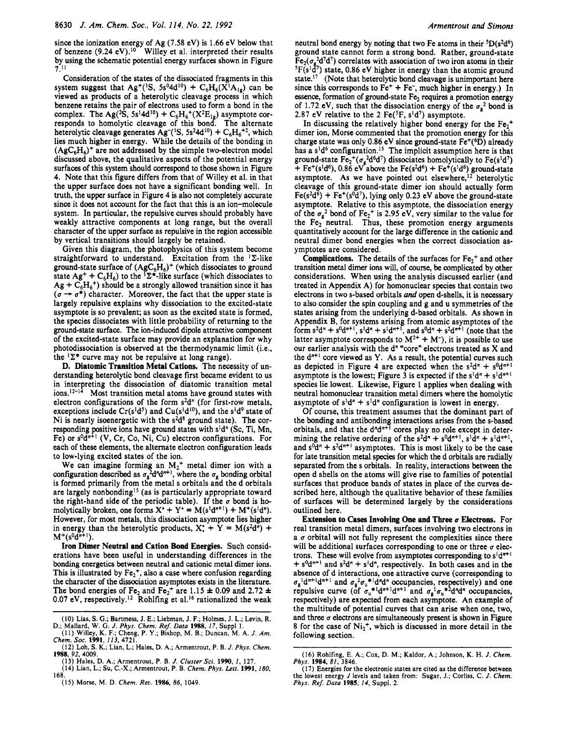since the ionization energy of Ag (7.58 eV) is 1.66 eV below that of benzene (9.24 eV).[10] Willey et al. interpreted their results by using the schematic potential energy surfaces shown in Figure 7.[11]

Consideration of the states of the dissociated fragments in this system suggest that $Ag^+(^1S, 5s^04d^{10}) + C_6H_6(X^1A_{1g})$ can be viewed as products of a heterolytic cleavage process in which benzene retains the pair of electrons used to form a bond in the complex. The $Ag(^2S, 5s^14d^{10}) + C_6H_6^+(X^2E_{1g})$ asymptote corresponds to homolytic cleavage of this bond. The alternate heterolytic cleavage generates $Ag^-(^1S, 5s^24d^{10}) + C_6H_6^{+2}$, which lies much higher in energy. While the details of the bonding in $(AgC_6H_6)^+$ are not addressed by the simple two-electron model discussed above, the qualitative aspects of the potential energy surfaces of this system should correspond to those shown in Figure 4. Note that this figure differs from that of Willey et al. in that the upper surface does not have a significant bonding well. In truth, the upper surface in Figure 4 is also not completely accurate since it does not account for the fact that this is an ion–molecule system. In particular, the repulsive curves should probably have weakly attractive components at long range, but the overall character of the upper surface as repulsive in the region accessible by vertical transitions should largely be retained.

Given this diagram, the photophysics of this system become straightforward to understand. Excitation from the $^1\Sigma$-like ground-state surface of $(AgC_6H_6)^+$ (which dissociates to ground state $Ag^+ + C_6H_6$) to the $^1\Sigma^*$-like surface (which dissociates to $Ag + C_6H_6^+$) should be a strongly allowed transition since it has ($\sigma \rightarrow \sigma^*$) character. Moreover, the fact that the upper state is largely repulsive explains why dissociation to the excited-state asymptote is so prevalent; as soon as the excited state is formed, the species dissociates with little probability of returning to the ground-state surface. The ion-induced dipole attractive component of the excited-state surface may provide an explanation for why photodissociation is observed at the thermodynamic limit (i.e., the $^1\Sigma^*$ curve may not be repulsive at long range).

**D. Diatomic Transition Metal Cations.** The necessity of understanding heterolytic bond cleavage first became evident to us in interpreting the dissociation of diatomic transition metal ions.[12-14] Most transition metal atoms have ground states with electron configurations of the form $s^2d^n$ (for first-row metals, exceptions include $Cr(s^1d^5)$ and $Cu(s^1d^{10})$, and the $s^1d^9$ state of Ni is nearly isoenergetic with the $s^2d^8$ ground state). The corresponding positive ions have ground states with $s^1d^n$ (Sc, Ti, Mn, Fe) or $s^0d^{n+1}$ (V, Cr, Co, Ni, Cu) electron configurations. For each of these elements, the alternate electron configuration leads to low-lying excited states of the ion.

We can imagine forming an $M_2^+$ metal dimer ion with a configuration described as $\sigma_g^2d^nd^{n+1}$, where the $\sigma_g$ bonding orbital is formed primarily from the metal s orbitals and the d orbitals are largely nonbonding[15] (as is particularly appropriate toward the right-hand side of the periodic table). If the $\sigma$ bond is homolytically broken, one forms $X^\bullet + Y^\bullet = M(s^1d^{n+1}) + M^+(s^1d^n)$. However, for most metals, this dissociation asymptote lies higher in energy than the heterolytic products, $X\!: + Y = M(s^2d^n) + M^+(s^0d^{n+1})$.

**Iron Dimer Neutral and Cation Bond Energies.** Such considerations have been useful in understanding differences in the bonding energetics between neutral and cationic metal dimer ions. This is illustrated by $Fe_2^+$, also a case where confusion regarding the character of the dissociation asymptotes exists in the literature. The bond energies of $Fe_2$ and $Fe_2^+$ are 1.15 ± 0.09 and 2.72 ± 0.07 eV, respectively.[12] Rohlfing et al.[16] rationalized the weak neutral bond energy by noting that two Fe atoms in their $^5D(s^2d^6)$ ground state cannot form a strong bond. Rather, ground-state $Fe_2(\sigma_g^2d^7d^7)$ correlates with association of two iron atoms in their $^5F(s^1d^7)$ state, 0.86 eV higher in energy than the atomic ground state.[17] (Note that heterolytic bond cleavage is unimportant here since this corresponds to $Fe^+ + Fe^-$, much higher in energy.) In essence, formation of ground-state $Fe_2$ requires a promotion energy of 1.72 eV, such that the dissociation energy of the $\sigma_g^2$ bond is 2.87 eV relative to the 2 $Fe(^5F, s^1d^7)$ asymptote.

In discussing the relatively higher bond energy for the $Fe_2^+$ dimer ion, Morse commented that the promotion energy for this charge state was only 0.86 eV since ground-state $Fe^+(^6D)$ already has a $s^1d^6$ configuration.[15] The implicit assumption here is that ground-state $Fe_2^+(\sigma_g^2d^6d^7)$ dissociates homolytically to $Fe(s^1d^7) + Fe^+(s^1d^6)$, 0.86 eV above the $Fe(s^2d^6) + Fe^+(s^1d^6)$ ground-state asymptote. As we have pointed out elsewhere,[12] heterolytic cleavage of this ground-state dimer ion should actually form $Fe(s^2d^6) + Fe^+(s^0d^7)$, lying only 0.23 eV above the ground-state asymptote. Relative to this asymptote, the dissociation energy of the $\sigma_g^2$ bond of $Fe_2^+$ is 2.95 eV, very similar to the value for the $Fe_2$ neutral. Thus, these promotion energy arguments quantitatively account for the large difference in the cationic and neutral dimer bond energies when the correct dissociation asymptotes are considered.

**Complications.** The details of the surfaces for $Fe_2^+$ and other transition metal dimer ions will, of course, be complicated by other considerations. When using the analysis discussed earlier (and treated in Appendix A) for homonuclear species that contain two electrons in two s-based orbitals *and* open d-shells, it is necessary to also consider the spin coupling and g and u symmetries of the states arising from the underlying d-based orbitals. As shown in Appendix B, for systems arising from atomic asymptotes of the form $s^2d^n + s^0d^{n+1}$, $s^1d^n + s^1d^{n+1}$, and $s^0d^n + s^2d^{n+1}$ (note that the latter asymptote corresponds to $M^{2+} + M^-$), it is possible to use our earlier analysis with the $d^n$ "core" electrons treated as X and the $d^{n+1}$ core viewed as Y. As a result, the potential curves such as depicted in Figure 4 are expected when the $s^2d^n + s^0d^{n+1}$ asymptote is the lowest; Figure 3 is expected if the $s^1d^n + s^1d^{n+1}$ species lie lowest. Likewise, Figure 1 applies when dealing with neutral homonuclear transition metal dimers where the homolytic asymptote of $s^1d^n + s^1d^n$ configuration is lowest in energy.

Of course, this treatment assumes that the dominant part of the bonding and antibonding interactions arises from the s-based orbitals, and that the $d^nd^{n+1}$ cores play no role except in determining the relative ordering of the $s^2d^n + s^0d^{n+1}$, $s^1d^n + s^1d^{n+1}$, and $s^0d^n + s^2d^{n+1}$ asymptotes. This is most likely to be the case for late transition metal species for which the d orbitals are radially separated from the s orbitals. In reality, interactions between the open d shells on the atoms will give rise to families of potential surfaces that produce bands of states in place of the curves described here, although the qualitative behavior of these families of surfaces will be determined largely by the considerations outlined here.

**Extension to Cases Involving One and Three σ Electrons.** For real transition metal dimers, surfaces involving two electrons in a $\sigma$ orbital will not fully represent the complexities since there will be additional surfaces corresponding to one or three $\sigma$ electrons. These will evolve from asymptotes corresponding to $s^1d^{n+1} + s^0d^{n+1}$ and $s^2d^n + s^1d^n$, respectively. In both cases and in the absence of d interactions, one attractive curve (corresponding to $\sigma_g^1d^{n+1}d^{n+1}$ and $\sigma_g^2\sigma_u^{*1}d^nd^n$ occupancies, respectively) and one repulsive curve (of $\sigma_u^{*1}d^{n+1}d^{n+1}$ and $\sigma_g^1\sigma_u^{*2}d^nd^n$ occupancies, respectively) are expected from each asymptote. An example of the multitude of potential curves that can arise when one, two, and three $\sigma$ electrons are simultaneously present is shown in Figure 8 for the case of $Ni_2^+$, which is discussed in more detail in the following section.

(10) Lias, S. G.; Bartmess, J. E.; Liebman, J. F.; Holmes, J. L.; Levin, R. D.; Mallard, W. G. *J. Phys. Chem. Ref. Data* **1988**, *17*, Suppl 1.

(11) Willey, K. F.; Cheng, P. Y.; Bishop, M. B.; Duncan, M. A. *J. Am. Chem. Soc.* **1991**, *113*, 4721.

(12) Loh, S. K.; Lian, L.; Hales, D. A.; Armentrout, P. B. *J. Phys. Chem.* **1988**, *92*, 4009.

(13) Hales, D. A.; Armentrout, P. B. *J. Cluster Sci.* **1990**, *1*, 127.

(14) Lian, L.; Su, C.-X.; Armentrout, P. B. *Chem. Phys. Lett.* **1991**, *180*, 168.

(15) Morse, M. D. *Chem. Rev.* **1986**, *86*, 1049.

(16) Rohlfing, E. A.; Cox, D. M.; Kaldor, A.; Johnson, K. H. *J. Chem. Phys.* **1984**, *81*, 3846.

(17) Energies for the electronic states are cited as the difference between the lowest energy J levels and taken from: Sugar, J.; Corliss, C. *J. Chem. Phys. Ref. Data* **1985**, *14*, Suppl. 2.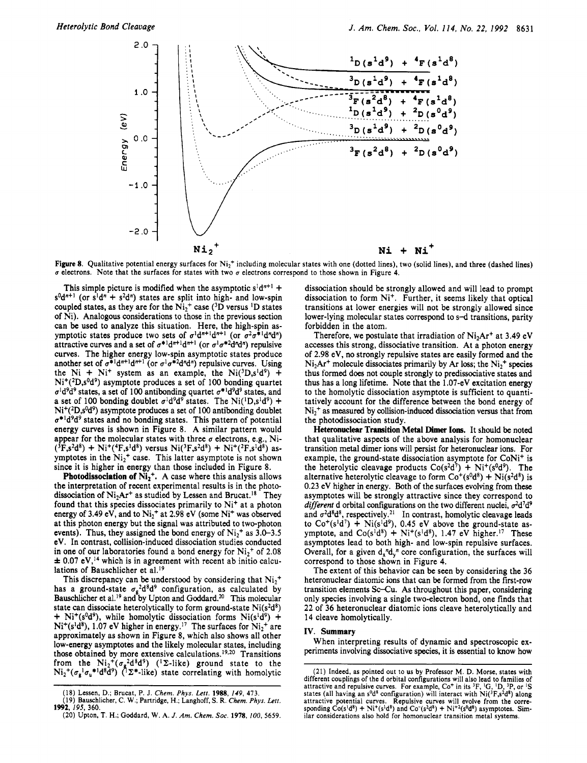Figure 8. Qualitative potential energy surfaces for $Ni_2^+$ including molecular states with one (dotted lines), two (solid lines), and three (dashed lines) $\sigma$ electrons. Note that the surfaces for states with two $\sigma$ electrons correspond to those shown in Figure 4.

This simple picture is modified when the asymptotic $s^1d^{n+1}$ + $s^0d^{n+1}$ (or $s^1d^n$ + $s^2d^n$) states are split into high- and low-spin coupled states, as they are for the $Ni_2^+$ case ($^3D$ versus $^1D$ states of Ni). Analogous considerations to those in the previous section can be used to analyze this situation. Here, the high-spin asymptotic states produce two sets of $\sigma^1d^{n+1}d^{n+1}$ (or $\sigma^2\sigma^{*1}d^nd^n$) attractive curves and a set of $\sigma^{*1}d^{n+1}d^{n+1}$ (or $\sigma^1\sigma^{*2}d^nd^n$) repulsive curves. The higher energy low-spin asymptotic states produce another set of $\sigma^{*1}d^{n+1}d^{n+1}$ (or $\sigma^1\sigma^{*2}d^nd^n$) repulsive curves. Using the Ni + $Ni^+$ system as an example, the Ni($^3D,s^1d^9$) + $Ni^+$($^2D,s^0d^9$) asymptote produces a set of 100 bonding quartet $\sigma^1d^9d^9$ states, a set of 100 antibonding quartet $\sigma^{*1}d^9d^9$ states, and a set of 100 bonding doublet $\sigma^1d^9d^9$ states. The Ni($^1D,s^1d^9$) + $Ni^+$($^2D,s^0d^9$) asymptote produces a set of 100 antibonding doublet $\sigma^{*1}d^9d^9$ states and no bonding states. This pattern of potential energy curves is shown in Figure 8. A similar pattern would appear for the molecular states with three $\sigma$ electrons, e.g., Ni($^3F,s^2d^8$) + $Ni^+$($^4F,s^1d^8$) versus Ni($^3F,s^2d^8$) + $Ni^+$($^2F,s^1d^8$) asymptotes in the $Ni_2^+$ case. This latter asymptote is not shown since it is higher in energy than those included in Figure 8.

**Photodissociation of $Ni_2^+$.** A case where this analysis allows the interpretation of recent experimental results is in the photodissociation of $Ni_2Ar^+$ as studied by Lessen and Brucat.[18] They found that this species dissociates primarily to $Ni^+$ at a photon energy of 3.49 eV, and to $Ni_2^+$ at 2.98 eV (some $Ni^+$ was observed at this photon energy but the signal was attributed to two-photon events). Thus, they assigned the bond energy of $Ni_2^+$ as 3.0–3.5 eV. In contrast, collision-induced dissociation studies conducted in one of our laboratories found a bond energy for $Ni_2^+$ of 2.08 ± 0.07 eV,[14] which is in agreement with recent ab initio calculations of Bauschlicher et al.[19]

This discrepancy can be understood by considering that $Ni_2^+$ has a ground-state $\sigma_g{}^2d^8d^9$ configuration, as calculated by Bauschlicher et al.[19] and by Upton and Goddard.[20] This molecular state can dissociate heterolytically to form ground-state Ni($s^2d^8$) + $Ni^+$($s^0d^9$), while homolytic dissociation forms Ni($s^1d^9$) + $Ni^+$($s^1d^8$), 1.07 eV higher in energy.[17] The surfaces for $Ni_2^+$ are approximately as shown in Figure 8, which also shows all other low-energy asymptotes and the likely molecular states, including those obtained by more extensive calculations.[19,20] Transitions from the $Ni_2^+$($\sigma_g{}^2d^8d^9$) ($^1\Sigma$-like) ground state to the $Ni_2^+$($\sigma_g{}^1\sigma_u{}^{*1}d^8d^9$) ($^1\Sigma^*$-like) state correlating with homolytic dissociation should be strongly allowed and will lead to prompt dissociation to form $Ni^+$. Further, it seems likely that optical transitions at lower energies will not be strongly allowed since lower-lying molecular states correspond to s–d transitions, parity forbidden in the atom.

Therefore, we postulate that irradiation of $Ni_2Ar^+$ at 3.49 eV accesses this strong, dissociative transition. At a photon energy of 2.98 eV, no strongly repulsive states are easily formed and the $Ni_2Ar^+$ molecule dissociates primarily by Ar loss; the $Ni_2^+$ species thus formed does not couple strongly to predissociative states and thus has a long lifetime. Note that the 1.07-eV excitation energy to the homolytic dissociation asymptote is sufficient to quantitatively account for the difference between the bond energy of $Ni_2^+$ as measured by collision-induced dissociation versus that from the photodissociation study.

**Heteronuclear Transition Metal Dimer Ions.** It should be noted that qualitative aspects of the above analysis for homonuclear transition metal dimer ions will persist for heteronuclear ions. For example, the ground-state dissociation asymptote for $CoNi^+$ is the heterolytic cleavage products Co($s^2d^7$) + $Ni^+$($s^0d^9$). The alternative heterolytic cleavage to form $Co^+$($s^0d^8$) + Ni($s^2d^8$) is 0.23 eV higher in energy. Both of the surfaces evolving from these asymptotes will be strongly attractive since they correspond to *different* d orbital configurations on the two different nuclei, $\sigma^2d^7d^9$ and $\sigma^2d^8d^8$, respectively.[21] In contrast, homolytic cleavage leads to $Co^+$($s^1d^7$) + Ni($s^1d^9$), 0.45 eV above the ground-state asymptote, and Co($s^1d^8$) + $Ni^+$($s^1d^8$), 1.47 eV higher.[17] These asymptotes lead to both high- and low-spin repulsive surfaces. Overall, for a given $d_x{}^nd_y{}^n$ core configuration, the surfaces will correspond to those shown in Figure 4.

The extent of this behavior can be seen by considering the 36 heteronuclear diatomic ions that can be formed from the first-row transition elements Sc–Cu. As throughout this paper, considering only species involving a single two-electron bond, one finds that 22 of 36 heteronuclear diatomic ions cleave heterolytically and 14 cleave homolytically.

## IV. Summary

When interpreting results of dynamic and spectroscopic experiments involving dissociative species, it is essential to know how

(18) Lessen, D.; Brucat, P. J. *Chem. Phys. Lett.* **1988**, *149*, 473.
(19) Bauschlicher, C. W.; Partridge, H.; Langhoff, S. R. *Chem. Phys. Lett.* **1992**, *195*, 360.
(20) Upton, T. H.; Goddard, W. A. *J. Am. Chem. Soc.* **1978**, *100*, 5659.

(21) Indeed, as pointed out to us by Professor M. D. Morse, states with different couplings of the d orbital configurations will also lead to families of attractive and repulsive curves. For example, $Co^+$ in its $^3F$, $^1G$, $^1D$, $^3P$, or $^1S$ states (all having an $s^0d^8$ configuration) will interact with Ni($^3F,s^2d^8$) along attractive potential curves. Repulsive curves will evolve from the corresponding Co($s^1d^8$) + $Ni^+$($s^1d^8$) and $Co^-$($s^2d^8$) + $Ni^{+2}$($s^0d^8$) asymptotes. Similar considerations also hold for homonuclear transition metal systems.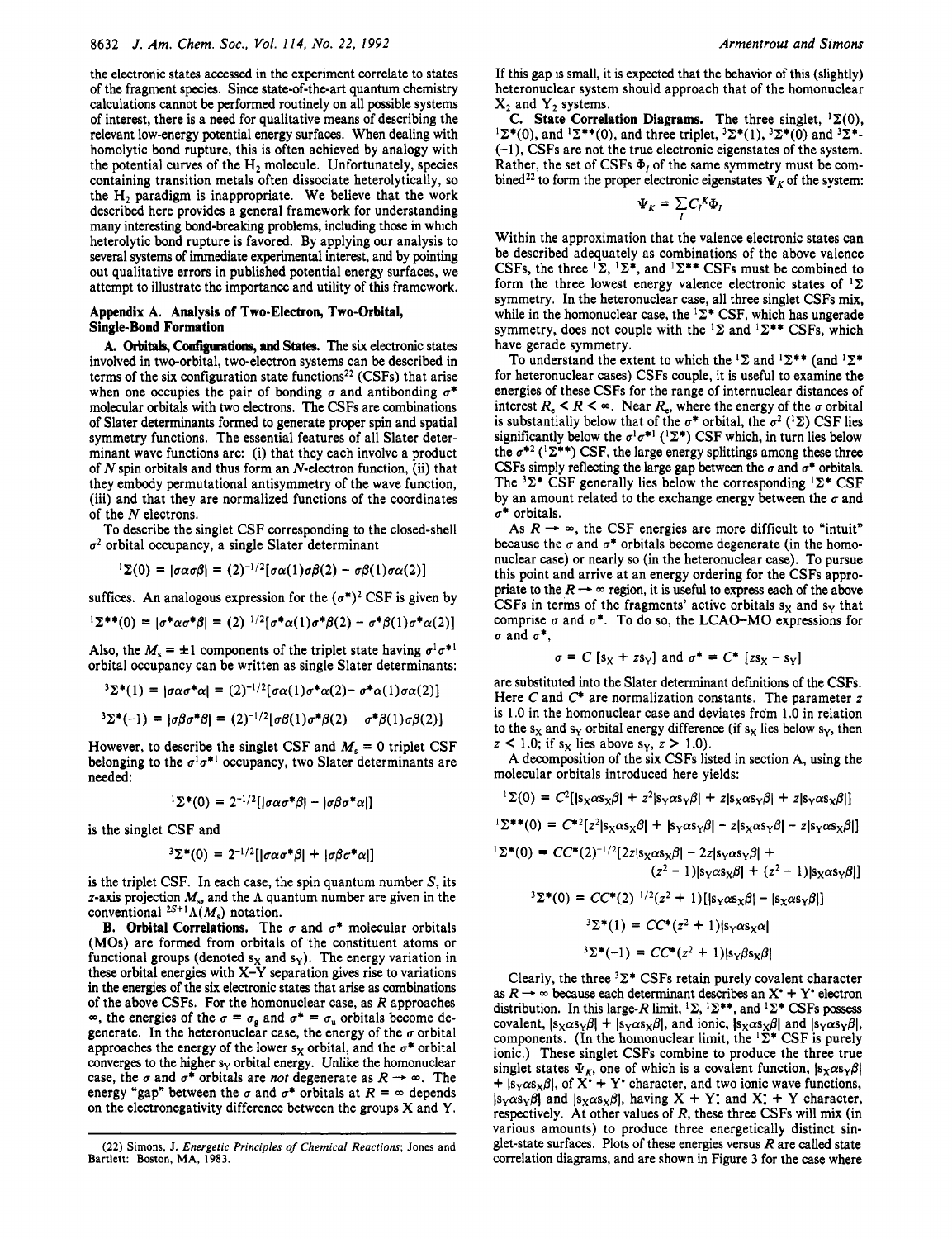the electronic states accessed in the experiment correlate to states of the fragment species. Since state-of-the-art quantum chemistry calculations cannot be performed routinely on all possible systems of interest, there is a need for qualitative means of describing the relevant low-energy potential energy surfaces. When dealing with homolytic bond rupture, this is often achieved by analogy with the potential curves of the $H_2$ molecule. Unfortunately, species containing transition metals often dissociate heterolytically, so the $H_2$ paradigm is inappropriate. We believe that the work described here provides a general framework for understanding many interesting bond-breaking problems, including those in which heterolytic bond rupture is favored. By applying our analysis to several systems of immediate experimental interest, and by pointing out qualitative errors in published potential energy surfaces, we attempt to illustrate the importance and utility of this framework.

## Appendix A. Analysis of Two-Electron, Two-Orbital, Single-Bond Formation

**A. Orbitals, Configurations, and States.** The six electronic states involved in two-orbital, two-electron systems can be described in terms of the six configuration state functions[22] (CSFs) that arise when one occupies the pair of bonding $\sigma$ and antibonding $\sigma^*$ molecular orbitals with two electrons. The CSFs are combinations of Slater determinants formed to generate proper spin and spatial symmetry functions. The essential features of all Slater determinant wave functions are: (i) that they each involve a product of $N$ spin orbitals and thus form an $N$-electron function, (ii) that they embody permutational antisymmetry of the wave function, (iii) and that they are normalized functions of the coordinates of the $N$ electrons.

To describe the singlet CSF corresponding to the closed-shell $\sigma^2$ orbital occupancy, a single Slater determinant

$$^1\Sigma(0) = |\sigma\alpha\sigma\beta| = (2)^{-1/2}[\sigma\alpha(1)\sigma\beta(2) - \sigma\beta(1)\sigma\alpha(2)]$$

suffices. An analogous expression for the $(\sigma^*)^2$ CSF is given by

$$^1\Sigma^{**}(0) = |\sigma^*\alpha\sigma^*\beta| = (2)^{-1/2}[\sigma^*\alpha(1)\sigma^*\beta(2) - \sigma^*\beta(1)\sigma^*\alpha(2)]$$

Also, the $M_s = \pm 1$ components of the triplet state having $\sigma^1\sigma^{*1}$ orbital occupancy can be written as single Slater determinants:

$$^3\Sigma^*(1) = |\sigma\alpha\sigma^*\alpha| = (2)^{-1/2}[\sigma\alpha(1)\sigma^*\alpha(2) - \sigma^*\alpha(1)\sigma\alpha(2)]$$

$$^3\Sigma^*(-1) = |\sigma\beta\sigma^*\beta| = (2)^{-1/2}[\sigma\beta(1)\sigma^*\beta(2) - \sigma^*\beta(1)\sigma\beta(2)]$$

However, to describe the singlet CSF and $M_s = 0$ triplet CSF belonging to the $\sigma^1\sigma^{*1}$ occupancy, two Slater determinants are needed:

$$^1\Sigma^*(0) = 2^{-1/2}[|\sigma\alpha\sigma^*\beta| - |\sigma\beta\sigma^*\alpha|]$$

is the singlet CSF and

$$^3\Sigma^*(0) = 2^{-1/2}[|\sigma\alpha\sigma^*\beta| + |\sigma\beta\sigma^*\alpha|]$$

is the triplet CSF. In each case, the spin quantum number $S$, its $z$-axis projection $M_s$, and the $\Lambda$ quantum number are given in the conventional $^{2S+1}\Lambda(M_s)$ notation.

**B. Orbital Correlations.** The $\sigma$ and $\sigma^*$ molecular orbitals (MOs) are formed from orbitals of the constituent atoms or functional groups (denoted $s_X$ and $s_Y$). The energy variation in these orbital energies with X–Y separation gives rise to variations in the energies of the six electronic states that arise as combinations of the above CSFs. For the homonuclear case, as $R$ approaches $\infty$, the energies of the $\sigma = \sigma_g$ and $\sigma^* = \sigma_u$ orbitals become degenerate. In the heteronuclear case, the energy of the $\sigma$ orbital approaches the energy of the lower $s_X$ orbital, and the $\sigma^*$ orbital converges to the higher $s_Y$ orbital energy. Unlike the homonuclear case, the $\sigma$ and $\sigma^*$ orbitals are *not* degenerate as $R \to \infty$. The energy "gap" between the $\sigma$ and $\sigma^*$ orbitals at $R = \infty$ depends on the electronegativity difference between the groups X and Y. If this gap is small, it is expected that the behavior of this (slightly) heteronuclear system should approach that of the homonuclear $X_2$ and $Y_2$ systems.

**C. State Correlation Diagrams.** The three singlet, $^1\Sigma(0)$, $^1\Sigma^*(0)$, and $^1\Sigma^{**}(0)$, and three triplet, $^3\Sigma^*(1)$, $^3\Sigma^*(0)$ and $^3\Sigma^*(-1)$, CSFs are not the true electronic eigenstates of the system. Rather, the set of CSFs $\Phi_I$ of the same symmetry must be combined[22] to form the proper electronic eigenstates $\Psi_K$ of the system:

$$\Psi_K = \sum_I C_I^K \Phi_I$$

Within the approximation that the valence electronic states can be described adequately as combinations of the above valence CSFs, the three $^1\Sigma$, $^1\Sigma^*$, and $^1\Sigma^{**}$ CSFs must be combined to form the three lowest energy valence electronic states of $^1\Sigma$ symmetry. In the heteronuclear case, all three singlet CSFs mix, while in the homonuclear case, the $^1\Sigma^*$ CSF, which has ungerade symmetry, does not couple with the $^1\Sigma$ and $^1\Sigma^{**}$ CSFs, which have gerade symmetry.

To understand the extent to which the $^1\Sigma$ and $^1\Sigma^{**}$ (and $^1\Sigma^*$ for heteronuclear cases) CSFs couple, it is useful to examine the energies of these CSFs for the range of internuclear distances of interest $R_e < R < \infty$. Near $R_e$, where the energy of the $\sigma$ orbital is substantially below that of the $\sigma^*$ orbital, the $\sigma^2$ ($^1\Sigma$) CSF lies significantly below the $\sigma^1\sigma^{*1}$ ($^1\Sigma^*$) CSF which, in turn lies below the $\sigma^{*2}$ ($^1\Sigma^{**}$) CSF, the large energy splittings among these three CSFs simply reflecting the large gap between the $\sigma$ and $\sigma^*$ orbitals. The $^3\Sigma^*$ CSF generally lies below the corresponding $^1\Sigma^*$ CSF by an amount related to the exchange energy between the $\sigma$ and $\sigma^*$ orbitals.

As $R \to \infty$, the CSF energies are more difficult to "intuit" because the $\sigma$ and $\sigma^*$ orbitals become degenerate (in the homonuclear case) or nearly so (in the heteronuclear case). To pursue this point and arrive at an energy ordering for the CSFs appropriate to the $R \to \infty$ region, it is useful to express each of the above CSFs in terms of the fragments' active orbitals $s_X$ and $s_Y$ that comprise $\sigma$ and $\sigma^*$. To do so, the LCAO–MO expressions for $\sigma$ and $\sigma^*$,

$$\sigma = C\,[s_X + z s_Y] \text{ and } \sigma^* = C^*\,[z s_X - s_Y]$$

are substituted into the Slater determinant definitions of the CSFs. Here $C$ and $C^*$ are normalization constants. The parameter $z$ is 1.0 in the homonuclear case and deviates from 1.0 in relation to the $s_X$ and $s_Y$ orbital energy difference (if $s_X$ lies below $s_Y$, then $z < 1.0$; if $s_X$ lies above $s_Y$, $z > 1.0$).

A decomposition of the six CSFs listed in section A, using the molecular orbitals introduced here yields:

$$^1\Sigma(0) = C^2[|s_X\alpha s_X\beta| + z^2|s_Y\alpha s_Y\beta| + z|s_X\alpha s_Y\beta| + z|s_Y\alpha s_X\beta|]$$

$$^1\Sigma^{**}(0) = C^{*2}[z^2|s_X\alpha s_X\beta| + |s_Y\alpha s_Y\beta| - z|s_X\alpha s_Y\beta| - z|s_Y\alpha s_X\beta|]$$

$$^1\Sigma^*(0) = CC^*(2)^{-1/2}[2z|s_X\alpha s_X\beta| - 2z|s_Y\alpha s_Y\beta| + (z^2 - 1)|s_Y\alpha s_X\beta| + (z^2 - 1)|s_X\alpha s_Y\beta|]$$

$$^3\Sigma^*(0) = CC^*(2)^{-1/2}(z^2 + 1)[|s_Y\alpha s_X\beta| - |s_X\alpha s_Y\beta|]$$

$$^3\Sigma^*(1) = CC^*(z^2 + 1)|s_Y\alpha s_X\alpha|$$

$$^3\Sigma^*(-1) = CC^*(z^2 + 1)|s_Y\beta s_X\beta|$$

Clearly, the three $^3\Sigma^*$ CSFs retain purely covalent character as $R \to \infty$ because each determinant describes an X$^\bullet$ + Y$^\bullet$ electron distribution. In this large-$R$ limit, $^1\Sigma$, $^1\Sigma^{**}$, and $^1\Sigma^*$ CSFs possess covalent, $|s_X\alpha s_Y\beta| + |s_Y\alpha s_X\beta|$, and ionic, $|s_X\alpha s_X\beta|$ and $|s_Y\alpha s_Y\beta|$, components. (In the homonuclear limit, the $^1\Sigma^*$ CSF is purely ionic.) These singlet CSFs combine to produce the three true singlet states $\Psi_K$, one of which is a covalent function, $|s_X\alpha s_Y\beta| + |s_Y\alpha s_X\beta|$, of X$^\bullet$ + Y$^\bullet$ character, and two ionic wave functions, $|s_Y\alpha s_Y\beta|$ and $|s_X\alpha s_X\beta|$, having X + Y: and X: + Y character, respectively. At other values of $R$, these three CSFs will mix (in various amounts) to produce three energetically distinct singlet-state surfaces. Plots of these energies versus $R$ are called state correlation diagrams, and are shown in Figure 3 for the case where

(22) Simons, J. *Energetic Principles of Chemical Reactions*; Jones and Bartlett: Boston, MA, 1983.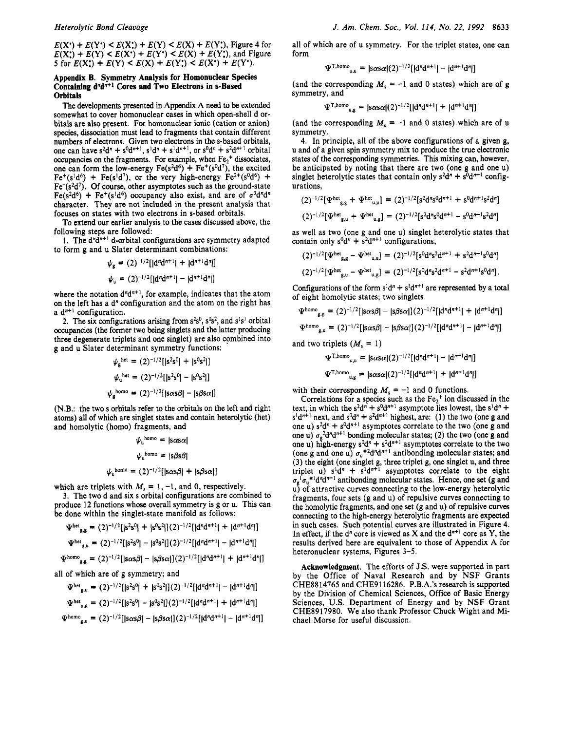$E(X^\cdot) + E(Y^\cdot) < E(X^{:}) + E(Y) < E(X) + E(Y^{:})$, Figure 4 for $E(X^{:}) + E(Y) < E(X^\cdot) + E(Y^\cdot) < E(X) + E(Y^{:})$, and Figure 5 for $E(X^{:}) + E(Y) < E(X) + E(Y^{:}) < E(X^\cdot) + E(Y^\cdot)$.

## Appendix B. Symmetry Analysis for Homonuclear Species Containing $d^nd^{n+1}$ Cores and Two Electrons in s-Based Orbitals

The developments presented in Appendix A need to be extended somewhat to cover homonuclear cases in which open-shell d orbitals are also present. For homonuclear ionic (cation or anion) species, dissociation must lead to fragments that contain different numbers of electrons. Given two electrons in the s-based orbitals, one can have $s^2d^n + s^0d^{n+1}$, $s^1d^n + s^1d^{n+1}$, or $s^0d^n + s^2d^{n+1}$ orbital occupancies on the fragments. For example, when $Fe_2^+$ dissociates, one can form the low-energy $Fe(s^2d^6) + Fe^+(s^0d^7)$, the excited $Fe^+(s^1d^6) + Fe(s^1d^7)$, or the very high-energy $Fe^{2+}(s^0d^6) + Fe^-(s^2d^7)$. Of course, other asymptotes such as the ground-state $Fe(s^2d^6) + Fe^+(s^1d^6)$ occupancy also exist, and are of $\sigma^3d^nd^n$ character. They are not included in the present analysis that focuses on states with two electrons in s-based orbitals.

To extend our earlier analysis to the cases discussed above, the following steps are followed:

1. The $d^nd^{n+1}$ d-orbital configurations are symmetry adapted to form g and u Slater determinant combinations:

$$\psi_g = (2)^{-1/2}[|d^nd^{n+1}| + |d^{n+1}d^n|]$$

$$\psi_u = (2)^{-1/2}[|d^nd^{n+1}| - |d^{n+1}d^n|]$$

where the notation $d^nd^{n+1}$, for example, indicates that the atom on the left has a $d^n$ configuration and the atom on the right has a $d^{n+1}$ configuration.

2. The six configurations arising from $s^2s^0$, $s^0s^2$, and $s^1s^1$ orbital occupancies (the former two being singlets and the latter producing three degenerate triplets and one singlet) are also combined into g and u Slater determinant symmetry functions:

$$\psi_g^{het} = (2)^{-1/2}[|s^2s^0| + |s^0s^2|]$$

$$\psi_u^{het} = (2)^{-1/2}[|s^2s^0| - |s^0s^2|]$$

$$\psi_g^{homo} = (2)^{-1/2}[|s\alpha s\beta| - |s\beta s\alpha|]$$

(N.B.: the two s orbitals refer to the orbitals on the left and right atoms) all of which are singlet states and contain heterolytic (het) and homolytic (homo) fragments, and

$$\psi_u^{homo} = |s\alpha s\alpha|$$

$$\psi_u^{homo} = |s\beta s\beta|$$

$$\psi_u^{homo} = (2)^{-1/2}[|s\alpha s\beta| + |s\beta s\alpha|]$$

which are triplets with $M_s = 1, -1$, and 0, respectively.

3. The two d and six s orbital configurations are combined to produce 12 functions whose overall symmetry is g or u. This can be done within the singlet-state manifold as follows:

$$\Psi^{het}_{g,g} = (2)^{-1/2}[|s^2s^0| + |s^0s^2|](2)^{-1/2}[|d^nd^{n+1}| + |d^{n+1}d^n|]$$

$$\Psi^{het}_{u,u} = (2)^{-1/2}[|s^2s^0| - |s^0s^2|](2)^{-1/2}[|d^nd^{n+1}| - |d^{n+1}d^n|]$$

$$\Psi^{homo}_{g,g} = (2)^{-1/2}[|s\alpha s\beta| - |s\beta s\alpha|](2)^{-1/2}[|d^nd^{n+1}| + |d^{n+1}d^n|]$$

all of which are of g symmetry; and

$$\Psi^{het}_{g,u} = (2)^{-1/2}[|s^2s^0| + |s^0s^2|](2)^{-1/2}[|d^nd^{n+1}| - |d^{n+1}d^n|]$$

$$\Psi^{het}_{u,g} = (2)^{-1/2}[|s^2s^0| - |s^0s^2|](2)^{-1/2}[|d^nd^{n+1}| + |d^{n+1}d^n|]$$

$$\Psi^{homo}_{g,u} = (2)^{-1/2}[|s\alpha s\beta| - |s\beta s\alpha|](2)^{-1/2}[|d^nd^{n+1}| - |d^{n+1}d^n|]$$

all of which are of u symmetry. For the triplet states, one can form

$$\Psi^{T,homo}_{u,u} = |s\alpha s\alpha|(2)^{-1/2}[|d^nd^{n+1}| - |d^{n+1}d^n|]$$

(and the corresponding $M_s = -1$ and 0 states) which are of g symmetry, and

$$\Psi^{T,homo}_{u,g} = |s\alpha s\alpha|(2)^{-1/2}[|d^nd^{n+1}| + |d^{n+1}d^n|]$$

(and the corresponding $M_s = -1$ and 0 states) which are of u symmetry.

4. In principle, all of the above configurations of a given g, u and of a given spin symmetry mix to produce the true electronic states of the corresponding symmetries. This mixing can, however, be anticipated by noting that there are two (one g and one u) singlet heterolytic states that contain only $s^2d^n + s^0d^{n+1}$ configurations,

$$(2)^{-1/2}[\Psi^{het}_{g,g} + \Psi^{het}_{u,u}] = (2)^{-1/2}[s^2d^ns^0d^{n+1} + s^0d^{n+1}s^2d^n]$$

$$(2)^{-1/2}[\Psi^{het}_{g,u} + \Psi^{het}_{u,g}] = (2)^{-1/2}[s^2d^ns^0d^{n+1} - s^0d^{n+1}s^2d^n]$$

as well as two (one g and one u) singlet heterolytic states that contain only $s^0d^n + s^2d^{n+1}$ configurations,

$$(2)^{-1/2}[\Psi^{het}_{g,g} - \Psi^{het}_{u,u}] = (2)^{-1/2}[s^0d^ns^2d^{n+1} + s^2d^{n+1}s^0d^n]$$

$$(2)^{-1/2}[\Psi^{het}_{g,u} - \Psi^{het}_{u,g}] = (2)^{-1/2}[s^0d^ns^2d^{n+1} - s^2d^{n+1}s^0d^n].$$

Configurations of the form $s^1d^n + s^1d^{n+1}$ are represented by a total of eight homolytic states; two singlets

$$\Psi^{homo}_{g,g} = (2)^{-1/2}[|s\alpha s\beta| - |s\beta s\alpha|](2)^{-1/2}[|d^nd^{n+1}| + |d^{n+1}d^n|]$$

$$\Psi^{homo}_{g,u} = (2)^{-1/2}[|s\alpha s\beta| - |s\beta s\alpha|](2)^{-1/2}[|d^nd^{n+1}| - |d^{n+1}d^n|]$$

and two triplets ($M_s = 1$)

$$\Psi^{T,homo}_{u,u} = |s\alpha s\alpha|(2)^{-1/2}[|d^nd^{n+1}| - |d^{n+1}d^n|]$$

$$\Psi^{T,homo}_{u,g} = |s\alpha s\alpha|(2)^{-1/2}[|d^nd^{n+1}| + |d^{n+1}d^n|]$$

with their corresponding $M_s = -1$ and 0 functions.

Correlations for a species such as the $Fe_2^+$ ion discussed in the text, in which the $s^2d^n + s^0d^{n+1}$ asymptote lies lowest, the $s^1d^n + s^1d^{n+1}$ next, and $s^0d^n + s^2d^{n+1}$ highest, are: (1) the two (one g and one u) $s^2d^n + s^0d^{n+1}$ asymptotes correlate to the two (one g and one u) $\sigma_g^2d^nd^{n+1}$ bonding molecular states; (2) the two (one g and one u) high-energy $s^0d^n + s^2d^{n+1}$ asymptotes correlate to the two (one g and one u) $\sigma_u^{*2}d^nd^{n+1}$ antibonding molecular states; and (3) the eight (one singlet g, three triplet g, one singlet u, and three triplet u) $s^1d^n + s^1d^{n+1}$ asymptotes correlate to the eight $\sigma_g^1\sigma_u^{*1}d^nd^{n+1}$ antibonding molecular states. Hence, one set (g and u) of attractive curves connecting to the low-energy heterolytic fragments, four sets (g and u) of repulsive curves connecting to the homolytic fragments, and one set (g and u) of repulsive curves connecting to the high-energy heterolytic fragments are expected in such cases. Such potential curves are illustrated in Figure 4. In effect, if the $d^n$ core is viewed as X and the $d^{n+1}$ core as Y, the results derived here are equivalent to those of Appendix A for heteronuclear systems, Figures 3–5.

**Acknowledgment.** The efforts of J.S. were supported in part by the Office of Naval Research and by NSF Grants CHE8814765 and CHE9116286. P.B.A.'s research is supported by the Division of Chemical Sciences, Office of Basic Energy Sciences, U.S. Department of Energy and by NSF Grant CHE8917980. We also thank Professor Chuck Wight and Michael Morse for useful discussion.